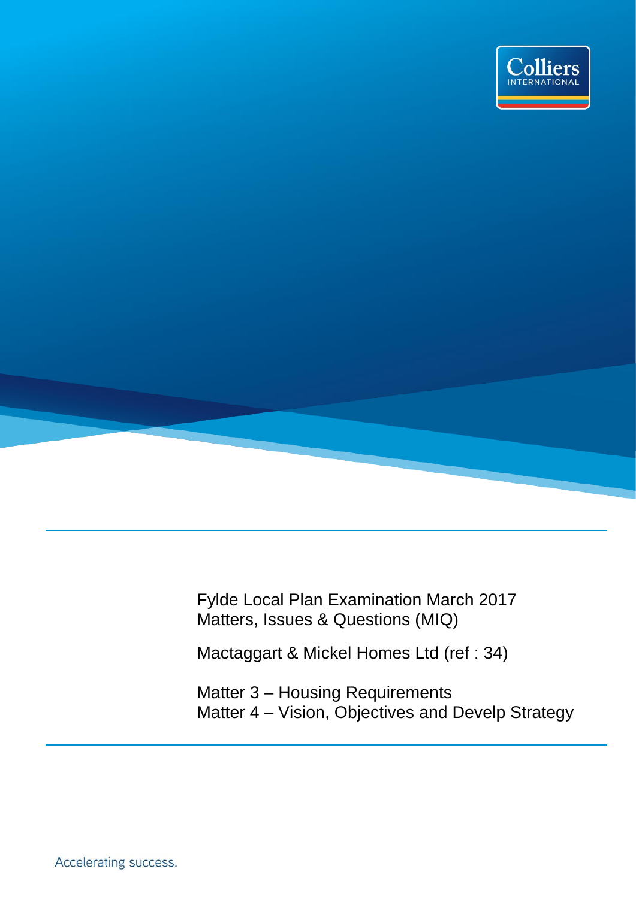Colliers INTERNATIONAL

Fylde Local Plan Examination March 2017
Matters, Issues & Questions (MIQ)

Mactaggart & Mickel Homes Ltd (ref : 34)

Matter 3 – Housing Requirements
Matter 4 – Vision, Objectives and Develp Strategy

Accelerating success.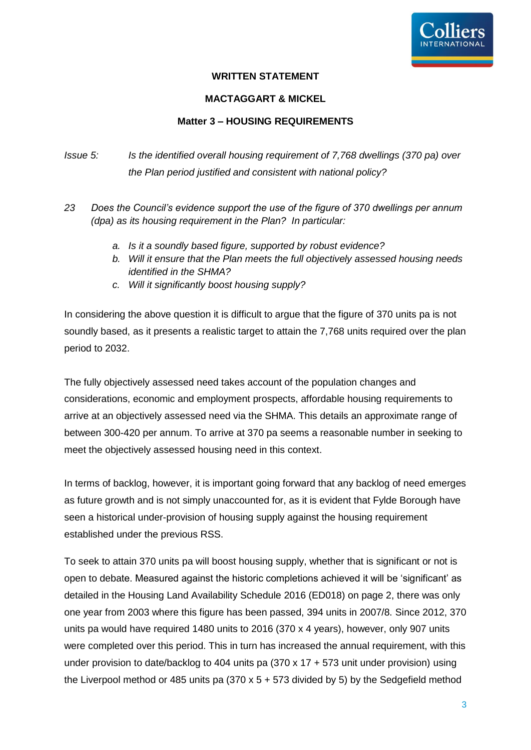**WRITTEN STATEMENT**

**MACTAGGART & MICKEL**

**Matter 3 – HOUSING REQUIREMENTS**

*Issue 5: Is the identified overall housing requirement of 7,768 dwellings (370 pa) over the Plan period justified and consistent with national policy?*

*23 Does the Council's evidence support the use of the figure of 370 dwellings per annum (dpa) as its housing requirement in the Plan? In particular:*

- *a. Is it a soundly based figure, supported by robust evidence?*
- *b. Will it ensure that the Plan meets the full objectively assessed housing needs identified in the SHMA?*
- *c. Will it significantly boost housing supply?*

In considering the above question it is difficult to argue that the figure of 370 units pa is not soundly based, as it presents a realistic target to attain the 7,768 units required over the plan period to 2032.

The fully objectively assessed need takes account of the population changes and considerations, economic and employment prospects, affordable housing requirements to arrive at an objectively assessed need via the SHMA. This details an approximate range of between 300-420 per annum. To arrive at 370 pa seems a reasonable number in seeking to meet the objectively assessed housing need in this context.

In terms of backlog, however, it is important going forward that any backlog of need emerges as future growth and is not simply unaccounted for, as it is evident that Fylde Borough have seen a historical under-provision of housing supply against the housing requirement established under the previous RSS.

To seek to attain 370 units pa will boost housing supply, whether that is significant or not is open to debate. Measured against the historic completions achieved it will be 'significant' as detailed in the Housing Land Availability Schedule 2016 (ED018) on page 2, there was only one year from 2003 where this figure has been passed, 394 units in 2007/8. Since 2012, 370 units pa would have required 1480 units to 2016 (370 x 4 years), however, only 907 units were completed over this period. This in turn has increased the annual requirement, with this under provision to date/backlog to 404 units pa (370 x 17 + 573 unit under provision) using the Liverpool method or 485 units pa (370 x 5 + 573 divided by 5) by the Sedgefield method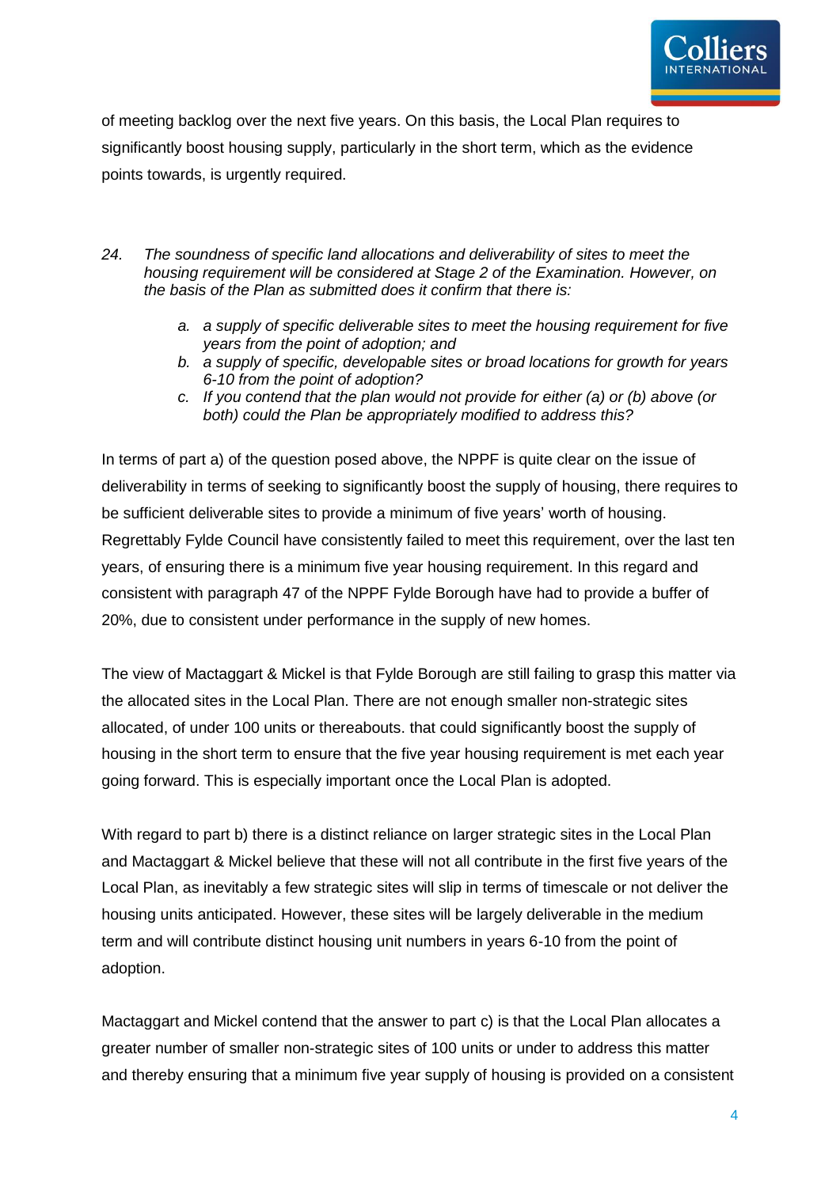of meeting backlog over the next five years. On this basis, the Local Plan requires to significantly boost housing supply, particularly in the short term, which as the evidence points towards, is urgently required.

*24. The soundness of specific land allocations and deliverability of sites to meet the housing requirement will be considered at Stage 2 of the Examination. However, on the basis of the Plan as submitted does it confirm that there is:*

- *a. a supply of specific deliverable sites to meet the housing requirement for five years from the point of adoption; and*
- *b. a supply of specific, developable sites or broad locations for growth for years 6-10 from the point of adoption?*
- *c. If you contend that the plan would not provide for either (a) or (b) above (or both) could the Plan be appropriately modified to address this?*

In terms of part a) of the question posed above, the NPPF is quite clear on the issue of deliverability in terms of seeking to significantly boost the supply of housing, there requires to be sufficient deliverable sites to provide a minimum of five years' worth of housing. Regrettably Fylde Council have consistently failed to meet this requirement, over the last ten years, of ensuring there is a minimum five year housing requirement. In this regard and consistent with paragraph 47 of the NPPF Fylde Borough have had to provide a buffer of 20%, due to consistent under performance in the supply of new homes.

The view of Mactaggart & Mickel is that Fylde Borough are still failing to grasp this matter via the allocated sites in the Local Plan. There are not enough smaller non-strategic sites allocated, of under 100 units or thereabouts. that could significantly boost the supply of housing in the short term to ensure that the five year housing requirement is met each year going forward. This is especially important once the Local Plan is adopted.

With regard to part b) there is a distinct reliance on larger strategic sites in the Local Plan and Mactaggart & Mickel believe that these will not all contribute in the first five years of the Local Plan, as inevitably a few strategic sites will slip in terms of timescale or not deliver the housing units anticipated. However, these sites will be largely deliverable in the medium term and will contribute distinct housing unit numbers in years 6-10 from the point of adoption.

Mactaggart and Mickel contend that the answer to part c) is that the Local Plan allocates a greater number of smaller non-strategic sites of 100 units or under to address this matter and thereby ensuring that a minimum five year supply of housing is provided on a consistent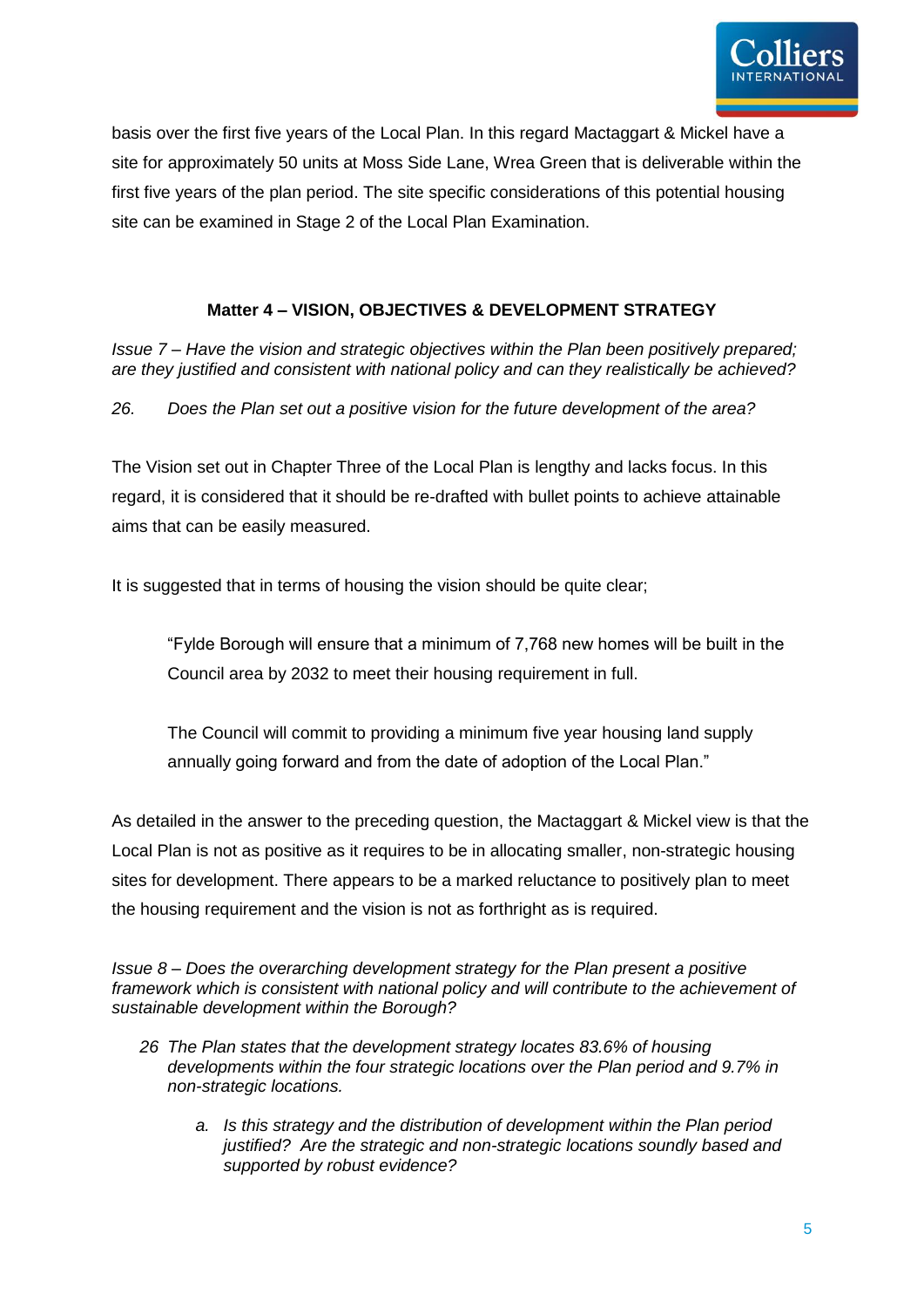basis over the first five years of the Local Plan. In this regard Mactaggart & Mickel have a site for approximately 50 units at Moss Side Lane, Wrea Green that is deliverable within the first five years of the plan period. The site specific considerations of this potential housing site can be examined in Stage 2 of the Local Plan Examination.

## Matter 4 – VISION, OBJECTIVES & DEVELOPMENT STRATEGY

*Issue 7 – Have the vision and strategic objectives within the Plan been positively prepared; are they justified and consistent with national policy and can they realistically be achieved?*

*26. Does the Plan set out a positive vision for the future development of the area?*

The Vision set out in Chapter Three of the Local Plan is lengthy and lacks focus. In this regard, it is considered that it should be re-drafted with bullet points to achieve attainable aims that can be easily measured.

It is suggested that in terms of housing the vision should be quite clear;

> "Fylde Borough will ensure that a minimum of 7,768 new homes will be built in the Council area by 2032 to meet their housing requirement in full.
>
> The Council will commit to providing a minimum five year housing land supply annually going forward and from the date of adoption of the Local Plan."

As detailed in the answer to the preceding question, the Mactaggart & Mickel view is that the Local Plan is not as positive as it requires to be in allocating smaller, non-strategic housing sites for development. There appears to be a marked reluctance to positively plan to meet the housing requirement and the vision is not as forthright as is required.

*Issue 8 – Does the overarching development strategy for the Plan present a positive framework which is consistent with national policy and will contribute to the achievement of sustainable development within the Borough?*

*26 The Plan states that the development strategy locates 83.6% of housing developments within the four strategic locations over the Plan period and 9.7% in non-strategic locations.*

*a. Is this strategy and the distribution of development within the Plan period justified? Are the strategic and non-strategic locations soundly based and supported by robust evidence?*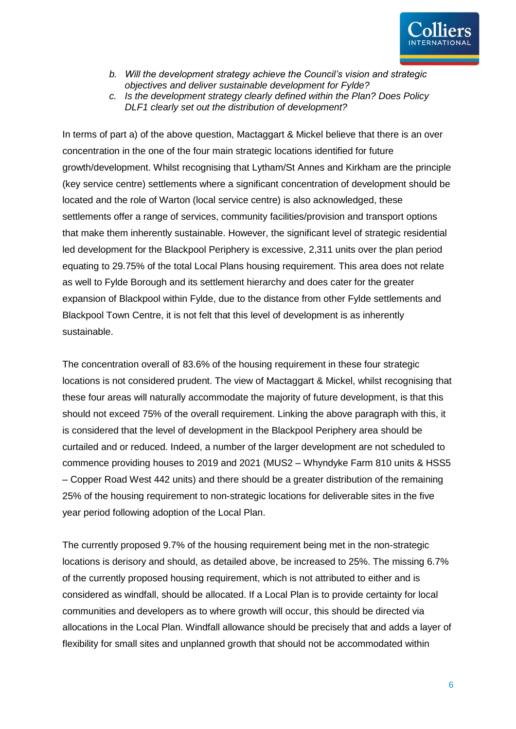- b. *Will the development strategy achieve the Council's vision and strategic objectives and deliver sustainable development for Fylde?*
- c. *Is the development strategy clearly defined within the Plan? Does Policy DLF1 clearly set out the distribution of development?*

In terms of part a) of the above question, Mactaggart & Mickel believe that there is an over concentration in the one of the four main strategic locations identified for future growth/development. Whilst recognising that Lytham/St Annes and Kirkham are the principle (key service centre) settlements where a significant concentration of development should be located and the role of Warton (local service centre) is also acknowledged, these settlements offer a range of services, community facilities/provision and transport options that make them inherently sustainable. However, the significant level of strategic residential led development for the Blackpool Periphery is excessive, 2,311 units over the plan period equating to 29.75% of the total Local Plans housing requirement. This area does not relate as well to Fylde Borough and its settlement hierarchy and does cater for the greater expansion of Blackpool within Fylde, due to the distance from other Fylde settlements and Blackpool Town Centre, it is not felt that this level of development is as inherently sustainable.

The concentration overall of 83.6% of the housing requirement in these four strategic locations is not considered prudent. The view of Mactaggart & Mickel, whilst recognising that these four areas will naturally accommodate the majority of future development, is that this should not exceed 75% of the overall requirement. Linking the above paragraph with this, it is considered that the level of development in the Blackpool Periphery area should be curtailed and or reduced. Indeed, a number of the larger development are not scheduled to commence providing houses to 2019 and 2021 (MUS2 – Whyndyke Farm 810 units & HSS5 – Copper Road West 442 units) and there should be a greater distribution of the remaining 25% of the housing requirement to non-strategic locations for deliverable sites in the five year period following adoption of the Local Plan.

The currently proposed 9.7% of the housing requirement being met in the non-strategic locations is derisory and should, as detailed above, be increased to 25%. The missing 6.7% of the currently proposed housing requirement, which is not attributed to either and is considered as windfall, should be allocated. If a Local Plan is to provide certainty for local communities and developers as to where growth will occur, this should be directed via allocations in the Local Plan. Windfall allowance should be precisely that and adds a layer of flexibility for small sites and unplanned growth that should not be accommodated within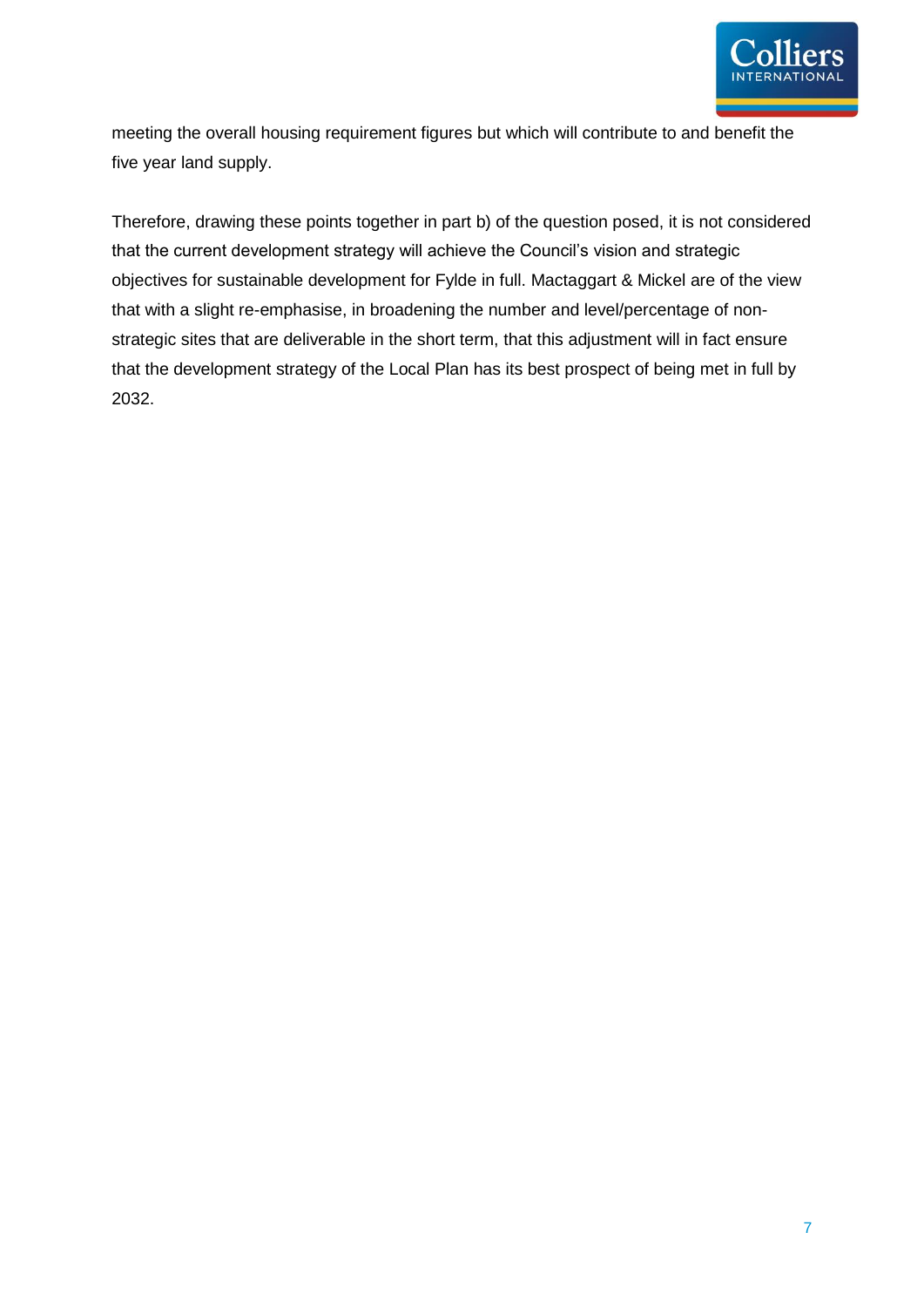meeting the overall housing requirement figures but which will contribute to and benefit the five year land supply.

Therefore, drawing these points together in part b) of the question posed, it is not considered that the current development strategy will achieve the Council's vision and strategic objectives for sustainable development for Fylde in full. Mactaggart & Mickel are of the view that with a slight re-emphasise, in broadening the number and level/percentage of non-strategic sites that are deliverable in the short term, that this adjustment will in fact ensure that the development strategy of the Local Plan has its best prospect of being met in full by 2032.